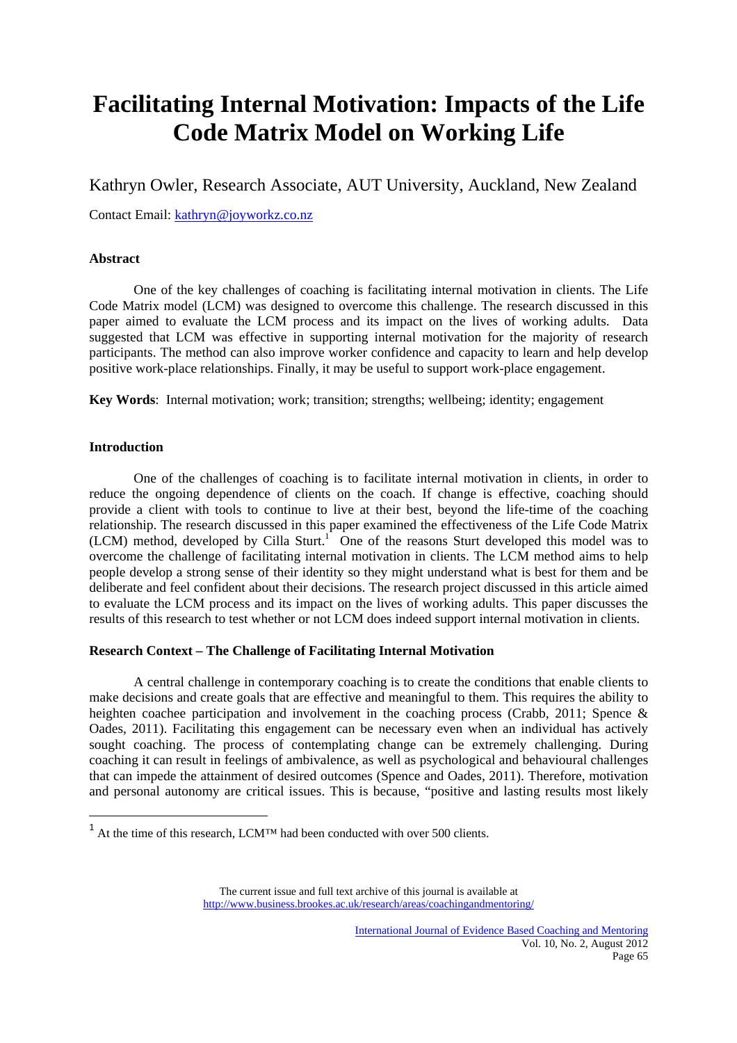# Facilitating Internal Motivation: Impacts of the Life Code Matrix Model on Working Life

Kathryn Owler, Research Associate, AUT University, Auckland, New Zealand

Contact Email: kathryn@joyworkz.co.nz

### Abstract

One of the key challenges of coaching is facilitating internal motivation in clients. The Life Code Matrix model (LCM) was designed to overcome this challenge. The research discussed in this paper aimed to evaluate the LCM process and its impact on the lives of working adults. Data suggested that LCM was effective in supporting internal motivation for the majority of research participants. The method can also improve worker confidence and capacity to learn and help develop positive work-place relationships. Finally, it may be useful to support work-place engagement.

**Key Words**: Internal motivation; work; transition; strengths; wellbeing; identity; engagement

### Introduction

One of the challenges of coaching is to facilitate internal motivation in clients, in order to reduce the ongoing dependence of clients on the coach. If change is effective, coaching should provide a client with tools to continue to live at their best, beyond the life-time of the coaching relationship. The research discussed in this paper examined the effectiveness of the Life Code Matrix (LCM) method, developed by Cilla Sturt.[1] One of the reasons Sturt developed this model was to overcome the challenge of facilitating internal motivation in clients. The LCM method aims to help people develop a strong sense of their identity so they might understand what is best for them and be deliberate and feel confident about their decisions. The research project discussed in this article aimed to evaluate the LCM process and its impact on the lives of working adults. This paper discusses the results of this research to test whether or not LCM does indeed support internal motivation in clients.

### Research Context – The Challenge of Facilitating Internal Motivation

A central challenge in contemporary coaching is to create the conditions that enable clients to make decisions and create goals that are effective and meaningful to them. This requires the ability to heighten coachee participation and involvement in the coaching process (Crabb, 2011; Spence & Oades, 2011). Facilitating this engagement can be necessary even when an individual has actively sought coaching. The process of contemplating change can be extremely challenging. During coaching it can result in feelings of ambivalence, as well as psychological and behavioural challenges that can impede the attainment of desired outcomes (Spence and Oades, 2011). Therefore, motivation and personal autonomy are critical issues. This is because, "positive and lasting results most likely

[1] At the time of this research, LCM™ had been conducted with over 500 clients.

The current issue and full text archive of this journal is available at http://www.business.brookes.ac.uk/research/areas/coachingandmentoring/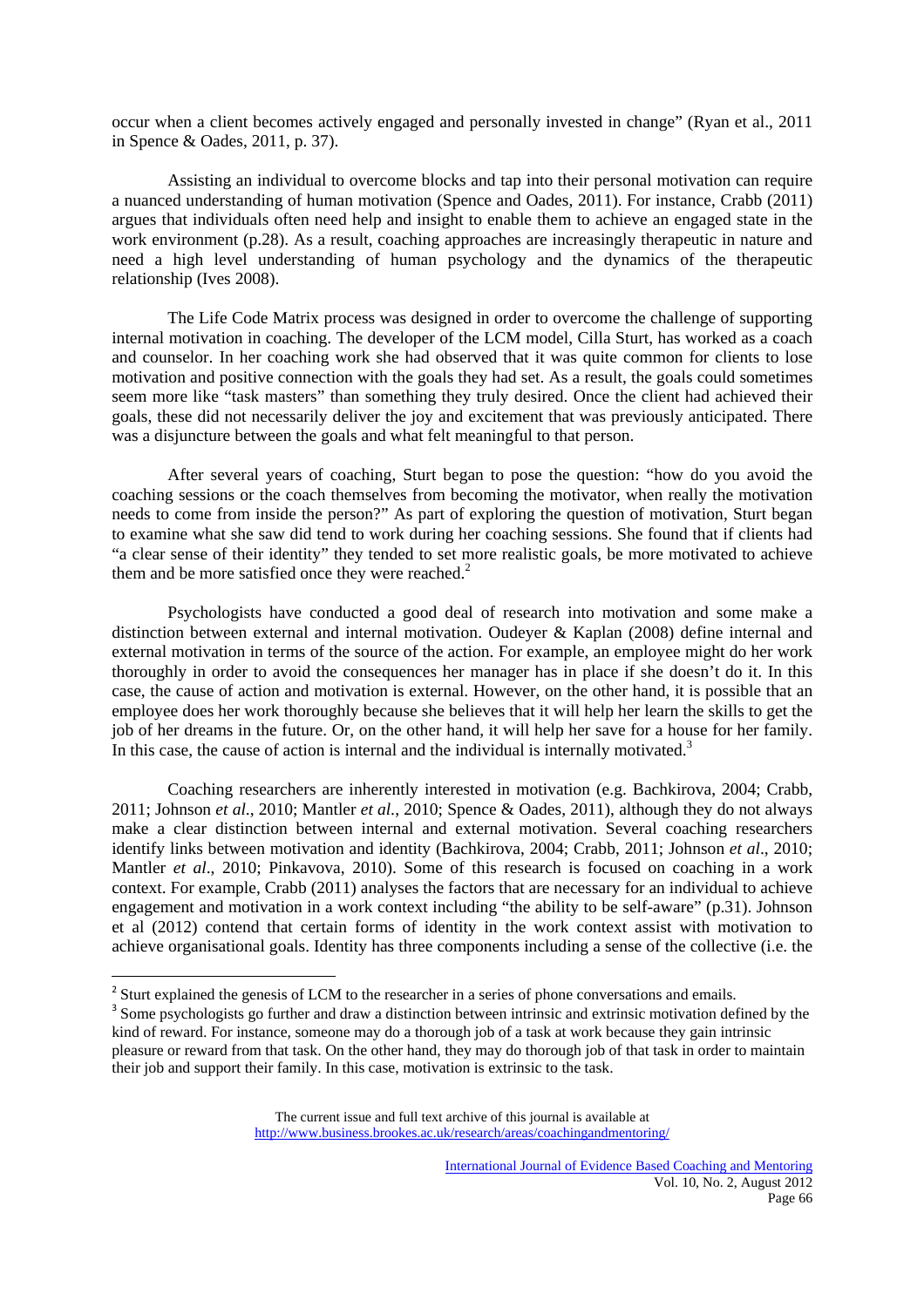occur when a client becomes actively engaged and personally invested in change" (Ryan et al., 2011 in Spence & Oades, 2011, p. 37).

Assisting an individual to overcome blocks and tap into their personal motivation can require a nuanced understanding of human motivation (Spence and Oades, 2011). For instance, Crabb (2011) argues that individuals often need help and insight to enable them to achieve an engaged state in the work environment (p.28). As a result, coaching approaches are increasingly therapeutic in nature and need a high level understanding of human psychology and the dynamics of the therapeutic relationship (Ives 2008).

The Life Code Matrix process was designed in order to overcome the challenge of supporting internal motivation in coaching. The developer of the LCM model, Cilla Sturt, has worked as a coach and counselor. In her coaching work she had observed that it was quite common for clients to lose motivation and positive connection with the goals they had set. As a result, the goals could sometimes seem more like "task masters" than something they truly desired. Once the client had achieved their goals, these did not necessarily deliver the joy and excitement that was previously anticipated. There was a disjuncture between the goals and what felt meaningful to that person.

After several years of coaching, Sturt began to pose the question: "how do you avoid the coaching sessions or the coach themselves from becoming the motivator, when really the motivation needs to come from inside the person?" As part of exploring the question of motivation, Sturt began to examine what she saw did tend to work during her coaching sessions. She found that if clients had "a clear sense of their identity" they tended to set more realistic goals, be more motivated to achieve them and be more satisfied once they were reached.[2]

Psychologists have conducted a good deal of research into motivation and some make a distinction between external and internal motivation. Oudeyer & Kaplan (2008) define internal and external motivation in terms of the source of the action. For example, an employee might do her work thoroughly in order to avoid the consequences her manager has in place if she doesn't do it. In this case, the cause of action and motivation is external. However, on the other hand, it is possible that an employee does her work thoroughly because she believes that it will help her learn the skills to get the job of her dreams in the future. Or, on the other hand, it will help her save for a house for her family. In this case, the cause of action is internal and the individual is internally motivated.[3]

Coaching researchers are inherently interested in motivation (e.g. Bachkirova, 2004; Crabb, 2011; Johnson *et al.*, 2010; Mantler *et al.*, 2010; Spence & Oades, 2011), although they do not always make a clear distinction between internal and external motivation. Several coaching researchers identify links between motivation and identity (Bachkirova, 2004; Crabb, 2011; Johnson *et al*., 2010; Mantler *et al*., 2010; Pinkavova, 2010). Some of this research is focused on coaching in a work context. For example, Crabb (2011) analyses the factors that are necessary for an individual to achieve engagement and motivation in a work context including "the ability to be self-aware" (p.31). Johnson et al (2012) contend that certain forms of identity in the work context assist with motivation to achieve organisational goals. Identity has three components including a sense of the collective (i.e. the

---

[2] Sturt explained the genesis of LCM to the researcher in a series of phone conversations and emails.

[3] Some psychologists go further and draw a distinction between intrinsic and extrinsic motivation defined by the kind of reward. For instance, someone may do a thorough job of a task at work because they gain intrinsic pleasure or reward from that task. On the other hand, they may do thorough job of that task in order to maintain their job and support their family. In this case, motivation is extrinsic to the task.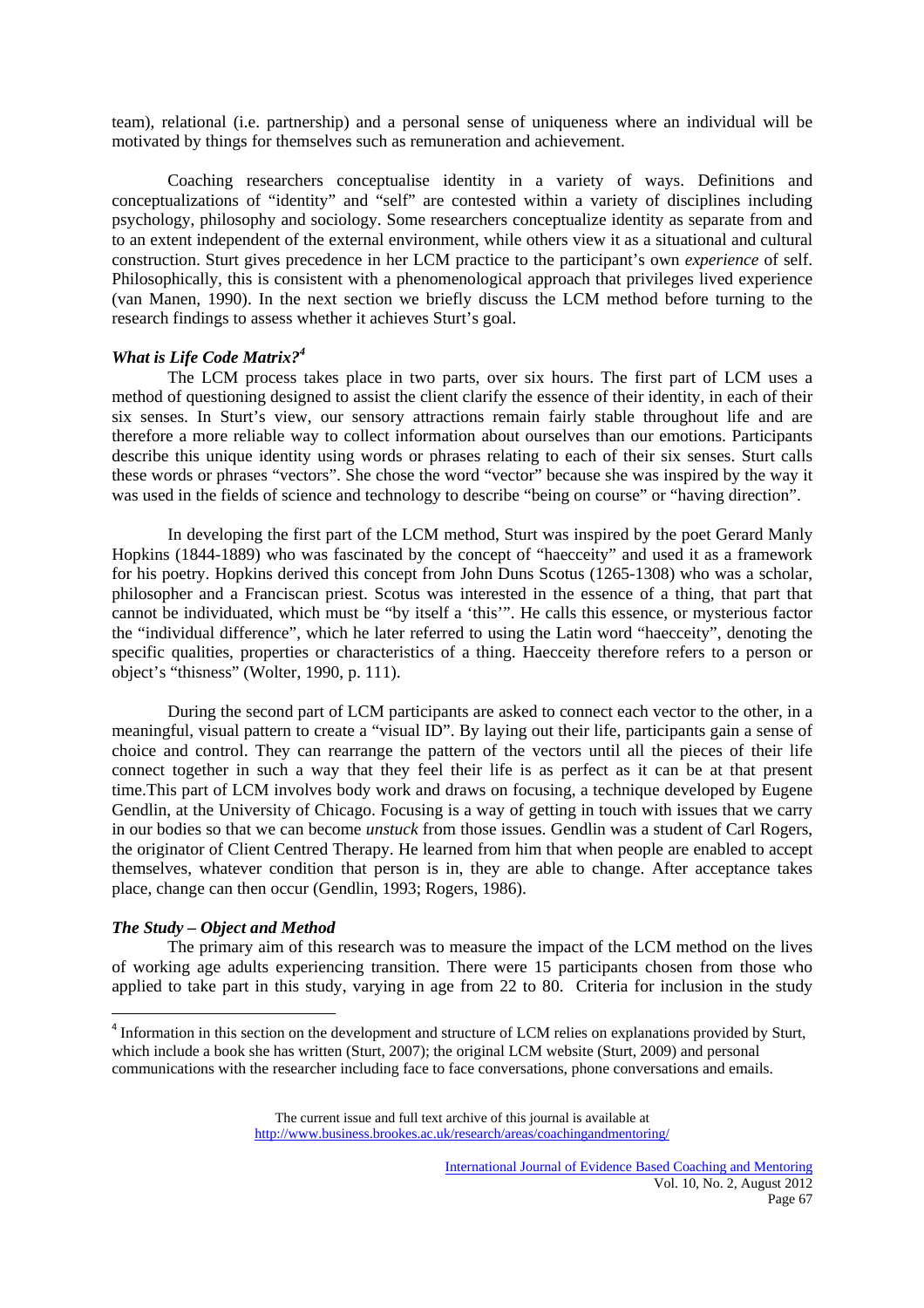team), relational (i.e. partnership) and a personal sense of uniqueness where an individual will be motivated by things for themselves such as remuneration and achievement.

Coaching researchers conceptualise identity in a variety of ways. Definitions and conceptualizations of "identity" and "self" are contested within a variety of disciplines including psychology, philosophy and sociology. Some researchers conceptualize identity as separate from and to an extent independent of the external environment, while others view it as a situational and cultural construction. Sturt gives precedence in her LCM practice to the participant's own *experience* of self. Philosophically, this is consistent with a phenomenological approach that privileges lived experience (van Manen, 1990). In the next section we briefly discuss the LCM method before turning to the research findings to assess whether it achieves Sturt's goal.

### *What is Life Code Matrix?*[4]

The LCM process takes place in two parts, over six hours. The first part of LCM uses a method of questioning designed to assist the client clarify the essence of their identity, in each of their six senses. In Sturt's view, our sensory attractions remain fairly stable throughout life and are therefore a more reliable way to collect information about ourselves than our emotions. Participants describe this unique identity using words or phrases relating to each of their six senses. Sturt calls these words or phrases "vectors". She chose the word "vector" because she was inspired by the way it was used in the fields of science and technology to describe "being on course" or "having direction".

In developing the first part of the LCM method, Sturt was inspired by the poet Gerard Manly Hopkins (1844-1889) who was fascinated by the concept of "haecceity" and used it as a framework for his poetry. Hopkins derived this concept from John Duns Scotus (1265-1308) who was a scholar, philosopher and a Franciscan priest. Scotus was interested in the essence of a thing, that part that cannot be individuated, which must be "by itself a 'this'". He calls this essence, or mysterious factor the "individual difference", which he later referred to using the Latin word "haecceity", denoting the specific qualities, properties or characteristics of a thing. Haecceity therefore refers to a person or object's "thisness" (Wolter, 1990, p. 111).

During the second part of LCM participants are asked to connect each vector to the other, in a meaningful, visual pattern to create a "visual ID". By laying out their life, participants gain a sense of choice and control. They can rearrange the pattern of the vectors until all the pieces of their life connect together in such a way that they feel their life is as perfect as it can be at that present time.This part of LCM involves body work and draws on focusing, a technique developed by Eugene Gendlin, at the University of Chicago. Focusing is a way of getting in touch with issues that we carry in our bodies so that we can become *unstuck* from those issues. Gendlin was a student of Carl Rogers, the originator of Client Centred Therapy. He learned from him that when people are enabled to accept themselves, whatever condition that person is in, they are able to change. After acceptance takes place, change can then occur (Gendlin, 1993; Rogers, 1986).

### *The Study – Object and Method*

The primary aim of this research was to measure the impact of the LCM method on the lives of working age adults experiencing transition. There were 15 participants chosen from those who applied to take part in this study, varying in age from 22 to 80. Criteria for inclusion in the study

---

[4] Information in this section on the development and structure of LCM relies on explanations provided by Sturt, which include a book she has written (Sturt, 2007); the original LCM website (Sturt, 2009) and personal communications with the researcher including face to face conversations, phone conversations and emails.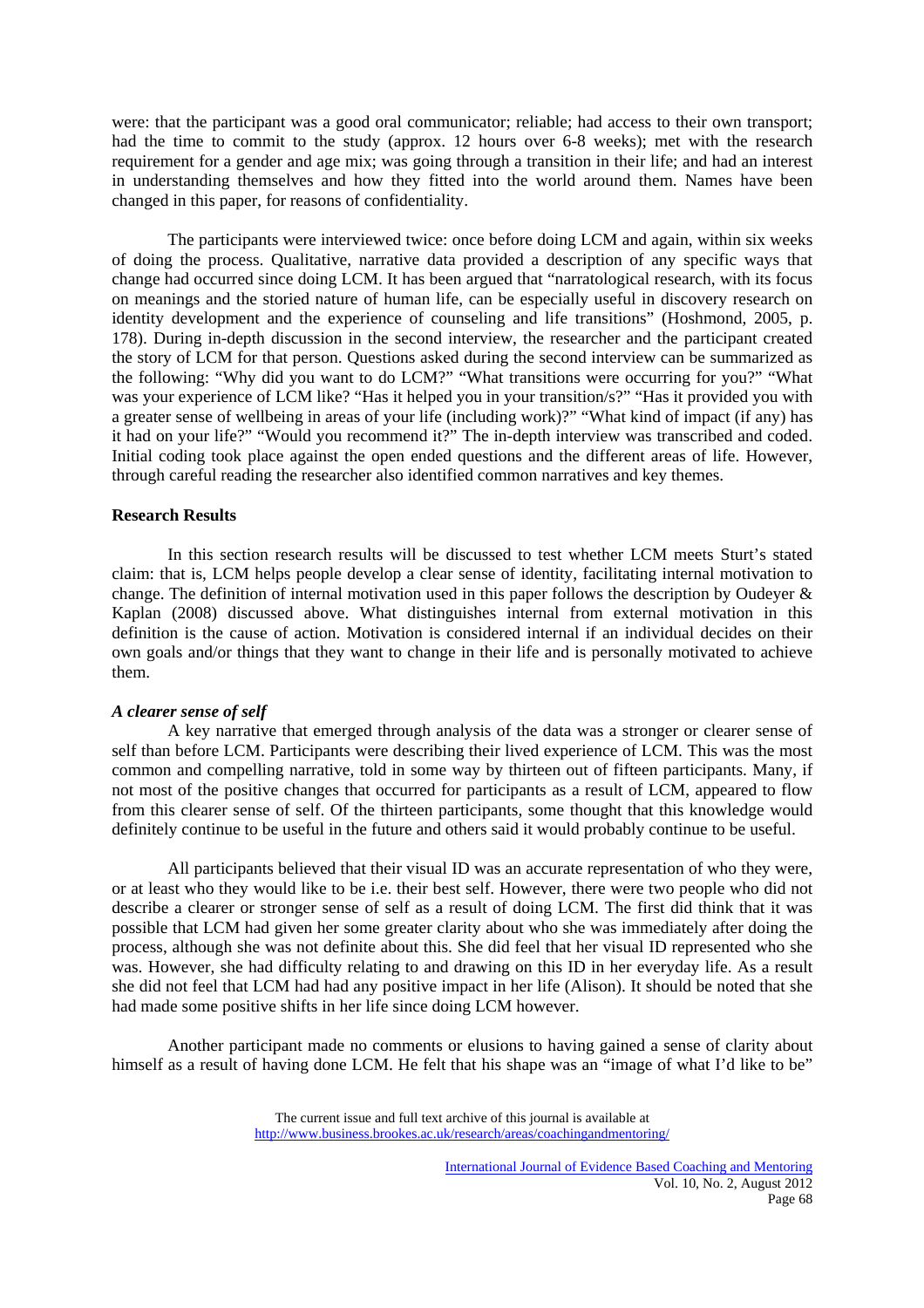were: that the participant was a good oral communicator; reliable; had access to their own transport; had the time to commit to the study (approx. 12 hours over 6-8 weeks); met with the research requirement for a gender and age mix; was going through a transition in their life; and had an interest in understanding themselves and how they fitted into the world around them. Names have been changed in this paper, for reasons of confidentiality.

The participants were interviewed twice: once before doing LCM and again, within six weeks of doing the process. Qualitative, narrative data provided a description of any specific ways that change had occurred since doing LCM. It has been argued that "narratological research, with its focus on meanings and the storied nature of human life, can be especially useful in discovery research on identity development and the experience of counseling and life transitions" (Hoshmond, 2005, p. 178). During in-depth discussion in the second interview, the researcher and the participant created the story of LCM for that person. Questions asked during the second interview can be summarized as the following: "Why did you want to do LCM?" "What transitions were occurring for you?" "What was your experience of LCM like?" "Has it helped you in your transition/s?" "Has it provided you with a greater sense of wellbeing in areas of your life (including work)?" "What kind of impact (if any) has it had on your life?" "Would you recommend it?" The in-depth interview was transcribed and coded. Initial coding took place against the open ended questions and the different areas of life. However, through careful reading the researcher also identified common narratives and key themes.

### Research Results

In this section research results will be discussed to test whether LCM meets Sturt's stated claim: that is, LCM helps people develop a clear sense of identity, facilitating internal motivation to change. The definition of internal motivation used in this paper follows the description by Oudeyer & Kaplan (2008) discussed above. What distinguishes internal from external motivation in this definition is the cause of action. Motivation is considered internal if an individual decides on their own goals and/or things that they want to change in their life and is personally motivated to achieve them.

#### *A clearer sense of self*

A key narrative that emerged through analysis of the data was a stronger or clearer sense of self than before LCM. Participants were describing their lived experience of LCM. This was the most common and compelling narrative, told in some way by thirteen out of fifteen participants. Many, if not most of the positive changes that occurred for participants as a result of LCM, appeared to flow from this clearer sense of self. Of the thirteen participants, some thought that this knowledge would definitely continue to be useful in the future and others said it would probably continue to be useful.

All participants believed that their visual ID was an accurate representation of who they were, or at least who they would like to be i.e. their best self. However, there were two people who did not describe a clearer or stronger sense of self as a result of doing LCM. The first did think that it was possible that LCM had given her some greater clarity about who she was immediately after doing the process, although she was not definite about this. She did feel that her visual ID represented who she was. However, she had difficulty relating to and drawing on this ID in her everyday life. As a result she did not feel that LCM had had any positive impact in her life (Alison). It should be noted that she had made some positive shifts in her life since doing LCM however.

Another participant made no comments or elusions to having gained a sense of clarity about himself as a result of having done LCM. He felt that his shape was an "image of what I'd like to be"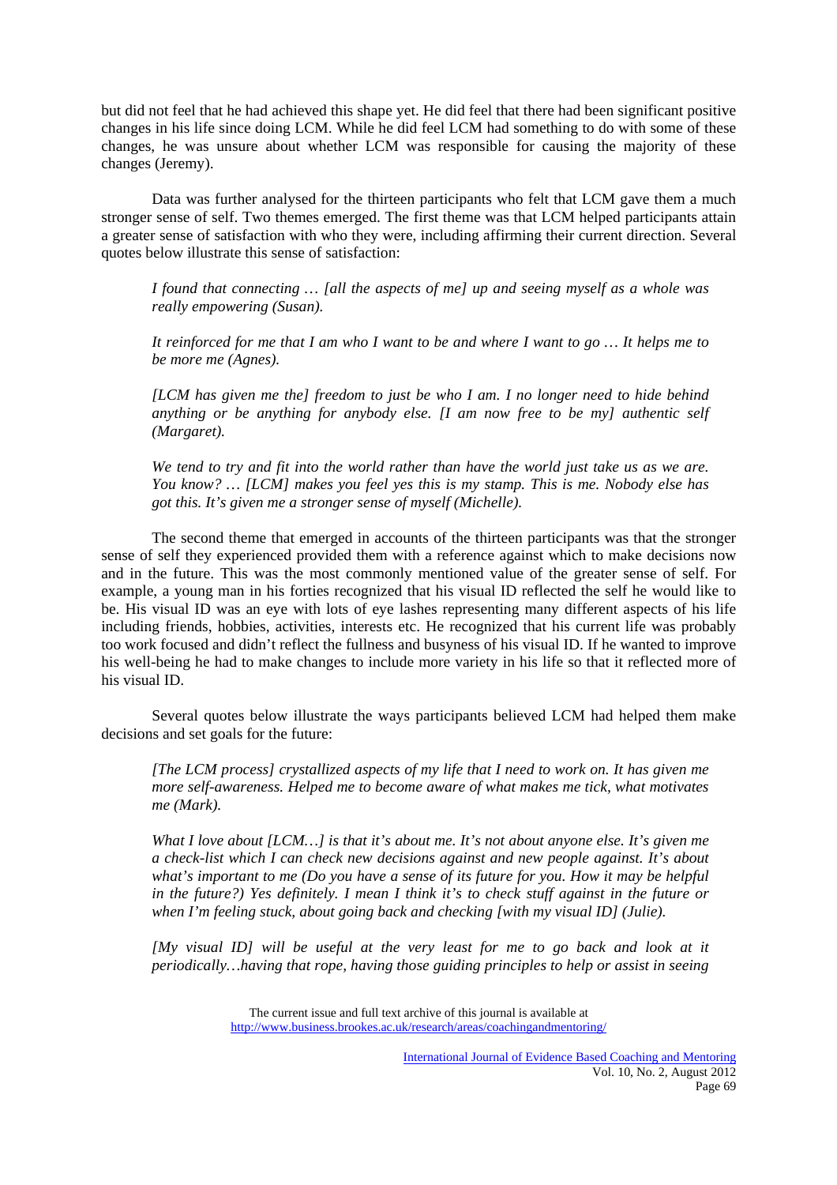but did not feel that he had achieved this shape yet. He did feel that there had been significant positive changes in his life since doing LCM. While he did feel LCM had something to do with some of these changes, he was unsure about whether LCM was responsible for causing the majority of these changes (Jeremy).

Data was further analysed for the thirteen participants who felt that LCM gave them a much stronger sense of self. Two themes emerged. The first theme was that LCM helped participants attain a greater sense of satisfaction with who they were, including affirming their current direction. Several quotes below illustrate this sense of satisfaction:

> *I found that connecting … [all the aspects of me] up and seeing myself as a whole was really empowering (Susan).*

> *It reinforced for me that I am who I want to be and where I want to go … It helps me to be more me (Agnes).*

> *[LCM has given me the] freedom to just be who I am. I no longer need to hide behind anything or be anything for anybody else. [I am now free to be my] authentic self (Margaret).*

> *We tend to try and fit into the world rather than have the world just take us as we are. You know? … [LCM] makes you feel yes this is my stamp. This is me. Nobody else has got this. It's given me a stronger sense of myself (Michelle).*

The second theme that emerged in accounts of the thirteen participants was that the stronger sense of self they experienced provided them with a reference against which to make decisions now and in the future. This was the most commonly mentioned value of the greater sense of self. For example, a young man in his forties recognized that his visual ID reflected the self he would like to be. His visual ID was an eye with lots of eye lashes representing many different aspects of his life including friends, hobbies, activities, interests etc. He recognized that his current life was probably too work focused and didn't reflect the fullness and busyness of his visual ID. If he wanted to improve his well-being he had to make changes to include more variety in his life so that it reflected more of his visual ID.

Several quotes below illustrate the ways participants believed LCM had helped them make decisions and set goals for the future:

> *[The LCM process] crystallized aspects of my life that I need to work on. It has given me more self-awareness. Helped me to become aware of what makes me tick, what motivates me (Mark).*

> *What I love about [LCM…] is that it's about me. It's not about anyone else. It's given me a check-list which I can check new decisions against and new people against. It's about what's important to me (Do you have a sense of its future for you. How it may be helpful in the future?) Yes definitely. I mean I think it's to check stuff against in the future or when I'm feeling stuck, about going back and checking [with my visual ID] (Julie).*

> *[My visual ID] will be useful at the very least for me to go back and look at it periodically…having that rope, having those guiding principles to help or assist in seeing*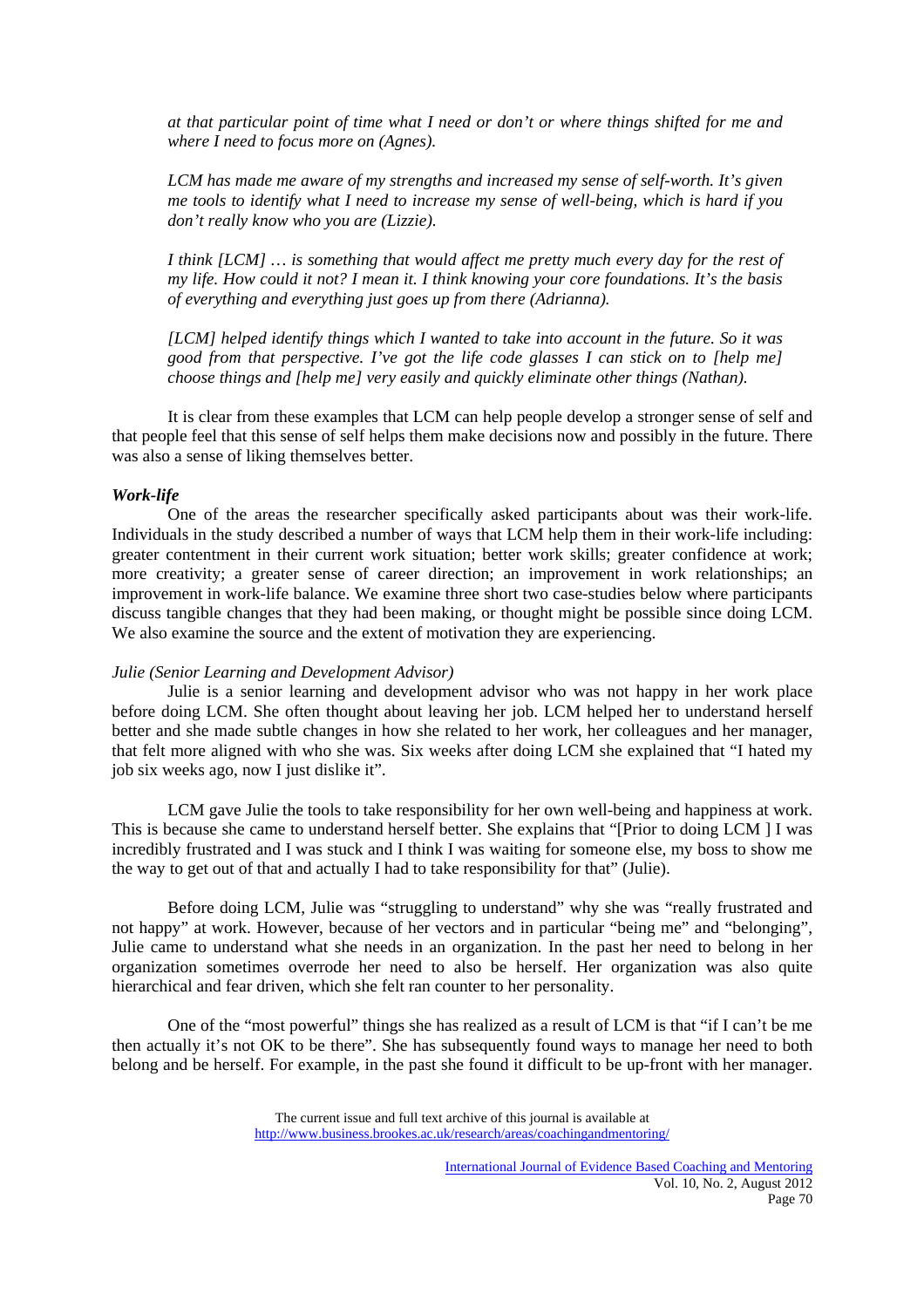*at that particular point of time what I need or don't or where things shifted for me and where I need to focus more on (Agnes).*

*LCM has made me aware of my strengths and increased my sense of self-worth. It's given me tools to identify what I need to increase my sense of well-being, which is hard if you don't really know who you are (Lizzie).*

*I think [LCM] … is something that would affect me pretty much every day for the rest of my life. How could it not? I mean it. I think knowing your core foundations. It's the basis of everything and everything just goes up from there (Adrianna).*

*[LCM] helped identify things which I wanted to take into account in the future. So it was good from that perspective. I've got the life code glasses I can stick on to [help me] choose things and [help me] very easily and quickly eliminate other things (Nathan).*

It is clear from these examples that LCM can help people develop a stronger sense of self and that people feel that this sense of self helps them make decisions now and possibly in the future. There was also a sense of liking themselves better.

***Work-life***

One of the areas the researcher specifically asked participants about was their work-life. Individuals in the study described a number of ways that LCM help them in their work-life including: greater contentment in their current work situation; better work skills; greater confidence at work; more creativity; a greater sense of career direction; an improvement in work relationships; an improvement in work-life balance. We examine three short two case-studies below where participants discuss tangible changes that they had been making, or thought might be possible since doing LCM. We also examine the source and the extent of motivation they are experiencing.

*Julie (Senior Learning and Development Advisor)*

Julie is a senior learning and development advisor who was not happy in her work place before doing LCM. She often thought about leaving her job. LCM helped her to understand herself better and she made subtle changes in how she related to her work, her colleagues and her manager, that felt more aligned with who she was. Six weeks after doing LCM she explained that "I hated my job six weeks ago, now I just dislike it".

LCM gave Julie the tools to take responsibility for her own well-being and happiness at work. This is because she came to understand herself better. She explains that "[Prior to doing LCM ] I was incredibly frustrated and I was stuck and I think I was waiting for someone else, my boss to show me the way to get out of that and actually I had to take responsibility for that" (Julie).

Before doing LCM, Julie was "struggling to understand" why she was "really frustrated and not happy" at work. However, because of her vectors and in particular "being me" and "belonging", Julie came to understand what she needs in an organization. In the past her need to belong in her organization sometimes overrode her need to also be herself. Her organization was also quite hierarchical and fear driven, which she felt ran counter to her personality.

One of the "most powerful" things she has realized as a result of LCM is that "if I can't be me then actually it's not OK to be there". She has subsequently found ways to manage her need to both belong and be herself. For example, in the past she found it difficult to be up-front with her manager.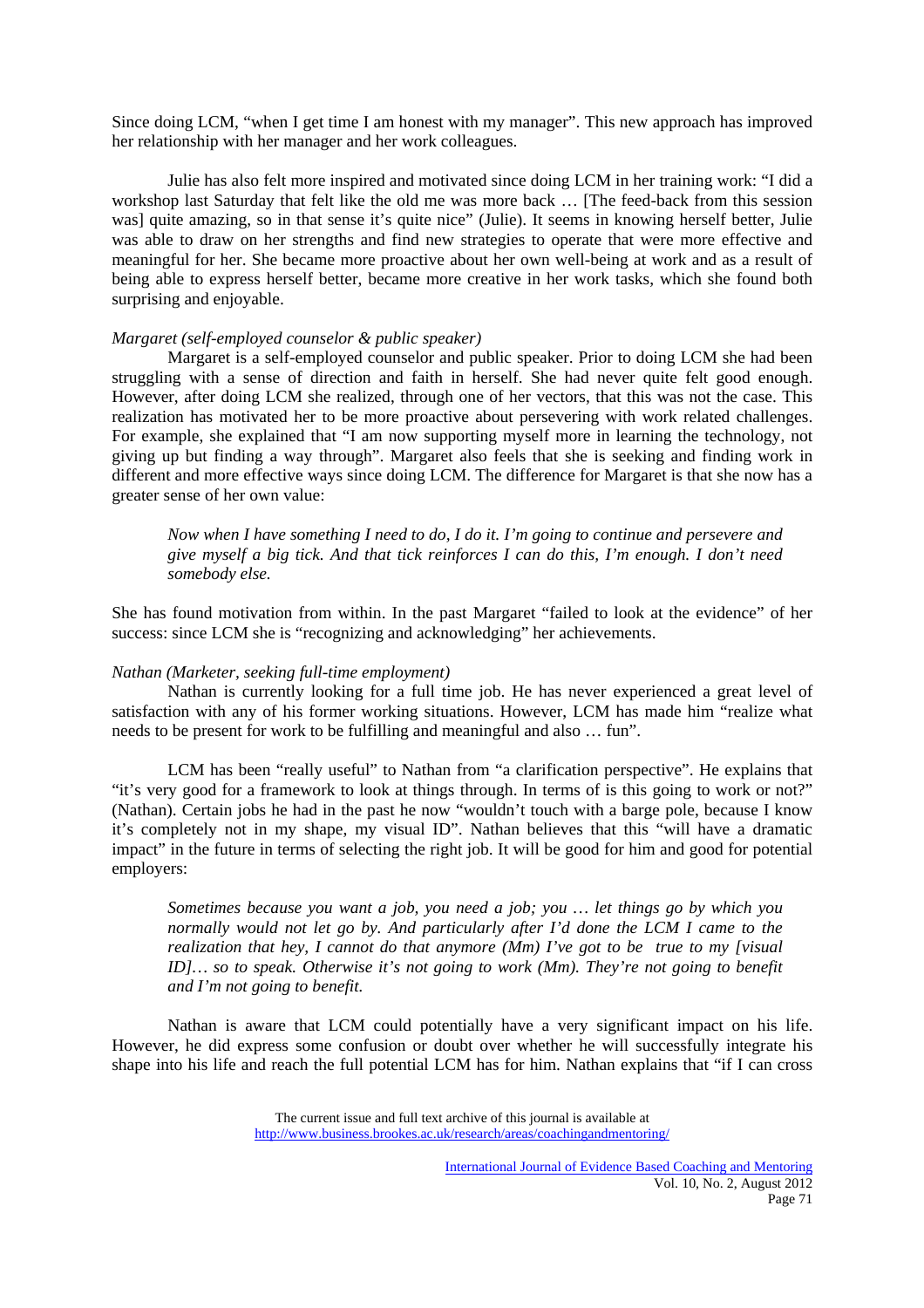Since doing LCM, "when I get time I am honest with my manager". This new approach has improved her relationship with her manager and her work colleagues.

Julie has also felt more inspired and motivated since doing LCM in her training work: "I did a workshop last Saturday that felt like the old me was more back … [The feed-back from this session was] quite amazing, so in that sense it's quite nice" (Julie). It seems in knowing herself better, Julie was able to draw on her strengths and find new strategies to operate that were more effective and meaningful for her. She became more proactive about her own well-being at work and as a result of being able to express herself better, became more creative in her work tasks, which she found both surprising and enjoyable.

*Margaret (self-employed counselor & public speaker)*

Margaret is a self-employed counselor and public speaker. Prior to doing LCM she had been struggling with a sense of direction and faith in herself. She had never quite felt good enough. However, after doing LCM she realized, through one of her vectors, that this was not the case. This realization has motivated her to be more proactive about persevering with work related challenges. For example, she explained that "I am now supporting myself more in learning the technology, not giving up but finding a way through". Margaret also feels that she is seeking and finding work in different and more effective ways since doing LCM. The difference for Margaret is that she now has a greater sense of her own value:

> *Now when I have something I need to do, I do it. I'm going to continue and persevere and give myself a big tick. And that tick reinforces I can do this, I'm enough. I don't need somebody else.*

She has found motivation from within. In the past Margaret "failed to look at the evidence" of her success: since LCM she is "recognizing and acknowledging" her achievements.

*Nathan (Marketer, seeking full-time employment)*

Nathan is currently looking for a full time job. He has never experienced a great level of satisfaction with any of his former working situations. However, LCM has made him "realize what needs to be present for work to be fulfilling and meaningful and also … fun".

LCM has been "really useful" to Nathan from "a clarification perspective". He explains that "it's very good for a framework to look at things through. In terms of is this going to work or not?" (Nathan). Certain jobs he had in the past he now "wouldn't touch with a barge pole, because I know it's completely not in my shape, my visual ID". Nathan believes that this "will have a dramatic impact" in the future in terms of selecting the right job. It will be good for him and good for potential employers:

> *Sometimes because you want a job, you need a job; you … let things go by which you normally would not let go by. And particularly after I'd done the LCM I came to the realization that hey, I cannot do that anymore (Mm) I've got to be true to my [visual ID]… so to speak. Otherwise it's not going to work (Mm). They're not going to benefit and I'm not going to benefit.*

Nathan is aware that LCM could potentially have a very significant impact on his life. However, he did express some confusion or doubt over whether he will successfully integrate his shape into his life and reach the full potential LCM has for him. Nathan explains that "if I can cross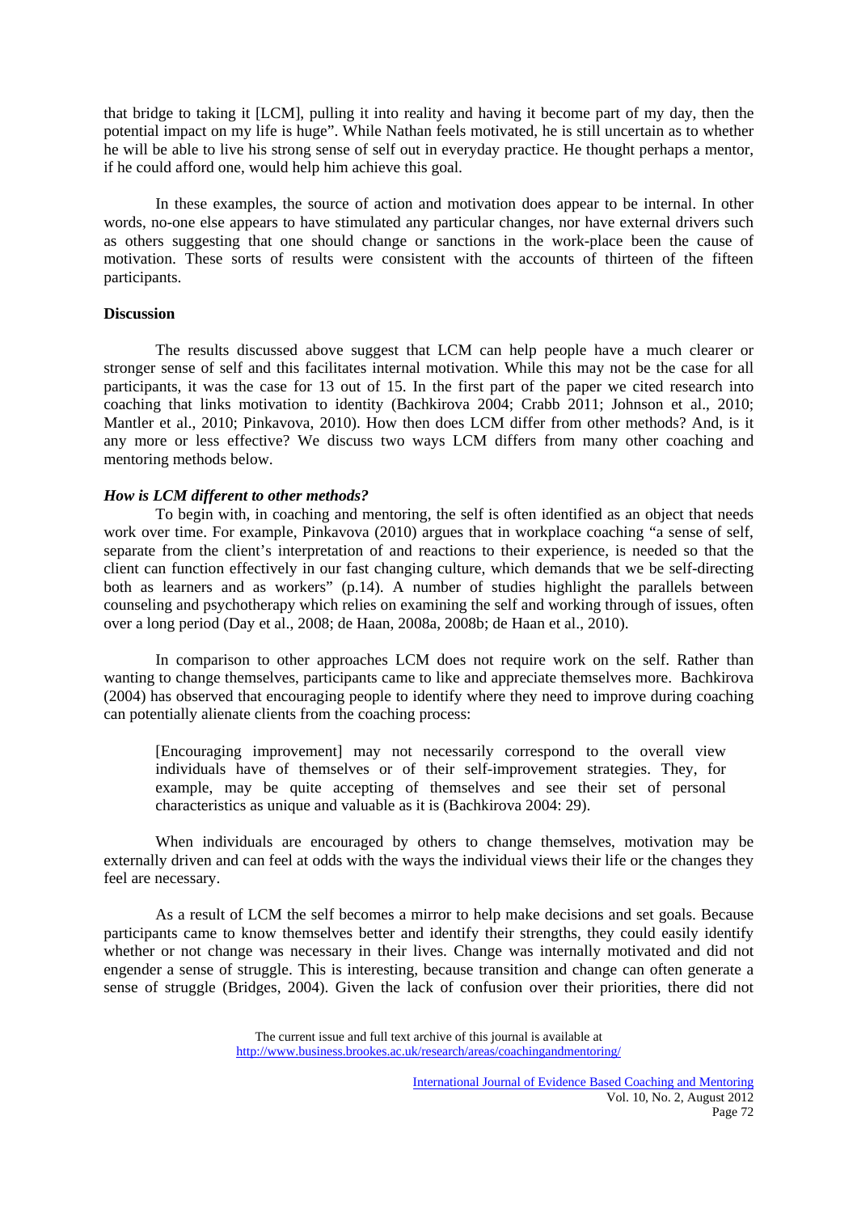that bridge to taking it [LCM], pulling it into reality and having it become part of my day, then the potential impact on my life is huge". While Nathan feels motivated, he is still uncertain as to whether he will be able to live his strong sense of self out in everyday practice. He thought perhaps a mentor, if he could afford one, would help him achieve this goal.

In these examples, the source of action and motivation does appear to be internal. In other words, no-one else appears to have stimulated any particular changes, nor have external drivers such as others suggesting that one should change or sanctions in the work-place been the cause of motivation. These sorts of results were consistent with the accounts of thirteen of the fifteen participants.

**Discussion**

The results discussed above suggest that LCM can help people have a much clearer or stronger sense of self and this facilitates internal motivation. While this may not be the case for all participants, it was the case for 13 out of 15. In the first part of the paper we cited research into coaching that links motivation to identity (Bachkirova 2004; Crabb 2011; Johnson et al., 2010; Mantler et al., 2010; Pinkavova, 2010). How then does LCM differ from other methods? And, is it any more or less effective? We discuss two ways LCM differs from many other coaching and mentoring methods below.

***How is LCM different to other methods?***

To begin with, in coaching and mentoring, the self is often identified as an object that needs work over time. For example, Pinkavova (2010) argues that in workplace coaching "a sense of self, separate from the client's interpretation of and reactions to their experience, is needed so that the client can function effectively in our fast changing culture, which demands that we be self-directing both as learners and as workers" (p.14). A number of studies highlight the parallels between counseling and psychotherapy which relies on examining the self and working through of issues, often over a long period (Day et al., 2008; de Haan, 2008a, 2008b; de Haan et al., 2010).

In comparison to other approaches LCM does not require work on the self. Rather than wanting to change themselves, participants came to like and appreciate themselves more. Bachkirova (2004) has observed that encouraging people to identify where they need to improve during coaching can potentially alienate clients from the coaching process:

> [Encouraging improvement] may not necessarily correspond to the overall view individuals have of themselves or of their self-improvement strategies. They, for example, may be quite accepting of themselves and see their set of personal characteristics as unique and valuable as it is (Bachkirova 2004: 29).

When individuals are encouraged by others to change themselves, motivation may be externally driven and can feel at odds with the ways the individual views their life or the changes they feel are necessary.

As a result of LCM the self becomes a mirror to help make decisions and set goals. Because participants came to know themselves better and identify their strengths, they could easily identify whether or not change was necessary in their lives. Change was internally motivated and did not engender a sense of struggle. This is interesting, because transition and change can often generate a sense of struggle (Bridges, 2004). Given the lack of confusion over their priorities, there did not

The current issue and full text archive of this journal is available at http://www.business.brookes.ac.uk/research/areas/coachingandmentoring/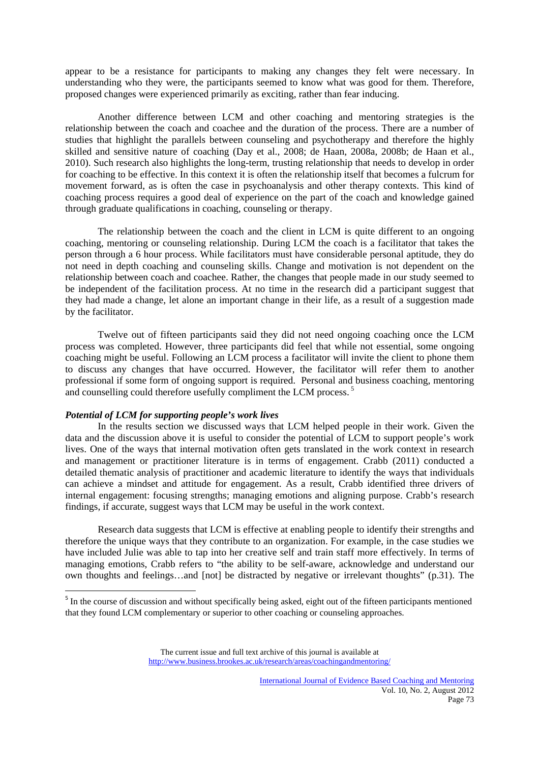appear to be a resistance for participants to making any changes they felt were necessary. In understanding who they were, the participants seemed to know what was good for them. Therefore, proposed changes were experienced primarily as exciting, rather than fear inducing.

Another difference between LCM and other coaching and mentoring strategies is the relationship between the coach and coachee and the duration of the process. There are a number of studies that highlight the parallels between counseling and psychotherapy and therefore the highly skilled and sensitive nature of coaching (Day et al., 2008; de Haan, 2008a, 2008b; de Haan et al., 2010). Such research also highlights the long-term, trusting relationship that needs to develop in order for coaching to be effective. In this context it is often the relationship itself that becomes a fulcrum for movement forward, as is often the case in psychoanalysis and other therapy contexts. This kind of coaching process requires a good deal of experience on the part of the coach and knowledge gained through graduate qualifications in coaching, counseling or therapy.

The relationship between the coach and the client in LCM is quite different to an ongoing coaching, mentoring or counseling relationship. During LCM the coach is a facilitator that takes the person through a 6 hour process. While facilitators must have considerable personal aptitude, they do not need in depth coaching and counseling skills. Change and motivation is not dependent on the relationship between coach and coachee. Rather, the changes that people made in our study seemed to be independent of the facilitation process. At no time in the research did a participant suggest that they had made a change, let alone an important change in their life, as a result of a suggestion made by the facilitator.

Twelve out of fifteen participants said they did not need ongoing coaching once the LCM process was completed. However, three participants did feel that while not essential, some ongoing coaching might be useful. Following an LCM process a facilitator will invite the client to phone them to discuss any changes that have occurred. However, the facilitator will refer them to another professional if some form of ongoing support is required. Personal and business coaching, mentoring and counselling could therefore usefully compliment the LCM process. [5]

***Potential of LCM for supporting people's work lives***

In the results section we discussed ways that LCM helped people in their work. Given the data and the discussion above it is useful to consider the potential of LCM to support people's work lives. One of the ways that internal motivation often gets translated in the work context in research and management or practitioner literature is in terms of engagement. Crabb (2011) conducted a detailed thematic analysis of practitioner and academic literature to identify the ways that individuals can achieve a mindset and attitude for engagement. As a result, Crabb identified three drivers of internal engagement: focusing strengths; managing emotions and aligning purpose. Crabb's research findings, if accurate, suggest ways that LCM may be useful in the work context.

Research data suggests that LCM is effective at enabling people to identify their strengths and therefore the unique ways that they contribute to an organization. For example, in the case studies we have included Julie was able to tap into her creative self and train staff more effectively. In terms of managing emotions, Crabb refers to "the ability to be self-aware, acknowledge and understand our own thoughts and feelings…and [not] be distracted by negative or irrelevant thoughts" (p.31). The

[5] In the course of discussion and without specifically being asked, eight out of the fifteen participants mentioned that they found LCM complementary or superior to other coaching or counseling approaches.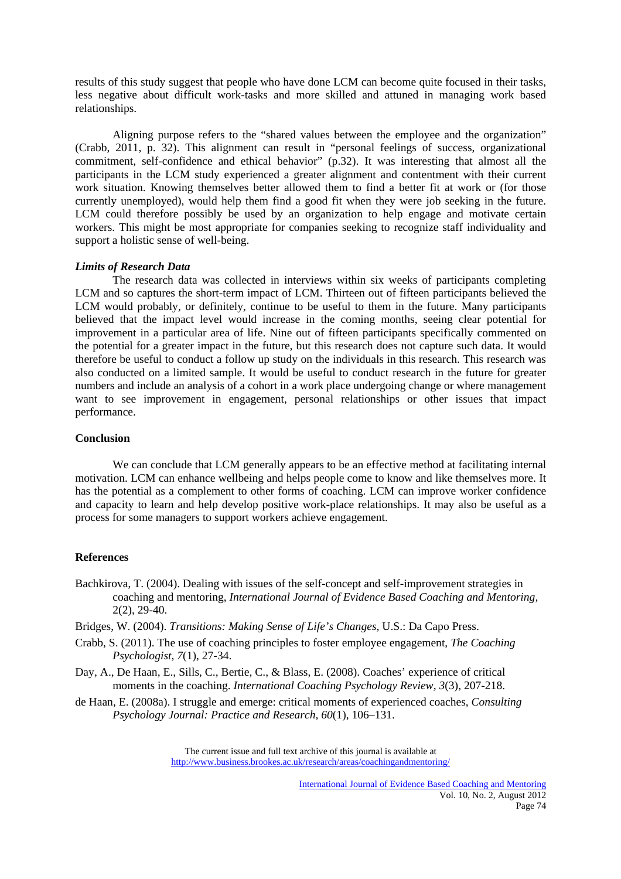results of this study suggest that people who have done LCM can become quite focused in their tasks, less negative about difficult work-tasks and more skilled and attuned in managing work based relationships.

Aligning purpose refers to the "shared values between the employee and the organization" (Crabb, 2011, p. 32). This alignment can result in "personal feelings of success, organizational commitment, self-confidence and ethical behavior" (p.32). It was interesting that almost all the participants in the LCM study experienced a greater alignment and contentment with their current work situation. Knowing themselves better allowed them to find a better fit at work or (for those currently unemployed), would help them find a good fit when they were job seeking in the future. LCM could therefore possibly be used by an organization to help engage and motivate certain workers. This might be most appropriate for companies seeking to recognize staff individuality and support a holistic sense of well-being.

***Limits of Research Data***

The research data was collected in interviews within six weeks of participants completing LCM and so captures the short-term impact of LCM. Thirteen out of fifteen participants believed the LCM would probably, or definitely, continue to be useful to them in the future. Many participants believed that the impact level would increase in the coming months, seeing clear potential for improvement in a particular area of life. Nine out of fifteen participants specifically commented on the potential for a greater impact in the future, but this research does not capture such data. It would therefore be useful to conduct a follow up study on the individuals in this research. This research was also conducted on a limited sample. It would be useful to conduct research in the future for greater numbers and include an analysis of a cohort in a work place undergoing change or where management want to see improvement in engagement, personal relationships or other issues that impact performance.

## Conclusion

We can conclude that LCM generally appears to be an effective method at facilitating internal motivation. LCM can enhance wellbeing and helps people come to know and like themselves more. It has the potential as a complement to other forms of coaching. LCM can improve worker confidence and capacity to learn and help develop positive work-place relationships. It may also be useful as a process for some managers to support workers achieve engagement.

## References

Bachkirova, T. (2004). Dealing with issues of the self-concept and self-improvement strategies in coaching and mentoring, *International Journal of Evidence Based Coaching and Mentoring*, 2(2), 29-40.

Bridges, W. (2004). *Transitions: Making Sense of Life's Changes*, U.S.: Da Capo Press.

Crabb, S. (2011). The use of coaching principles to foster employee engagement, *The Coaching Psychologist*, *7*(1), 27-34.

Day, A., De Haan, E., Sills, C., Bertie, C., & Blass, E. (2008). Coaches' experience of critical moments in the coaching. *International Coaching Psychology Review*, *3*(3), 207-218.

de Haan, E. (2008a). I struggle and emerge: critical moments of experienced coaches, *Consulting Psychology Journal: Practice and Research*, *60*(1), 106–131.

The current issue and full text archive of this journal is available at http://www.business.brookes.ac.uk/research/areas/coachingandmentoring/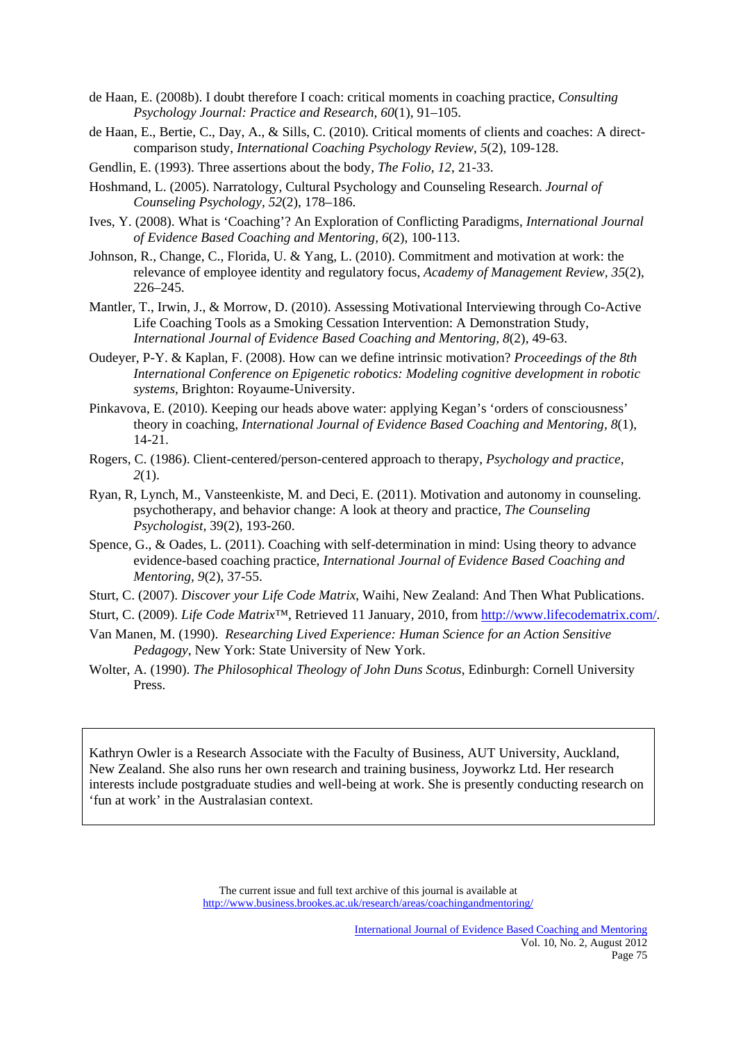de Haan, E. (2008b). I doubt therefore I coach: critical moments in coaching practice, *Consulting Psychology Journal: Practice and Research, 60*(1), 91–105.

de Haan, E., Bertie, C., Day, A., & Sills, C. (2010). Critical moments of clients and coaches: A direct-comparison study, *International Coaching Psychology Review, 5*(2), 109-128.

Gendlin, E. (1993). Three assertions about the body, *The Folio, 12*, 21-33.

Hoshmand, L. (2005). Narratology, Cultural Psychology and Counseling Research. *Journal of Counseling Psychology, 52*(2), 178–186.

Ives, Y. (2008). What is 'Coaching'? An Exploration of Conflicting Paradigms, *International Journal of Evidence Based Coaching and Mentoring, 6*(2), 100-113.

Johnson, R., Change, C., Florida, U. & Yang, L. (2010). Commitment and motivation at work: the relevance of employee identity and regulatory focus, *Academy of Management Review, 35*(2), 226–245.

Mantler, T., Irwin, J., & Morrow, D. (2010). Assessing Motivational Interviewing through Co-Active Life Coaching Tools as a Smoking Cessation Intervention: A Demonstration Study, *International Journal of Evidence Based Coaching and Mentoring, 8*(2), 49-63.

Oudeyer, P-Y. & Kaplan, F. (2008). How can we define intrinsic motivation? *Proceedings of the 8th International Conference on Epigenetic robotics: Modeling cognitive development in robotic systems*, Brighton: Royaume-University.

Pinkavova, E. (2010). Keeping our heads above water: applying Kegan's 'orders of consciousness' theory in coaching, *International Journal of Evidence Based Coaching and Mentoring, 8*(1), 14-21.

Rogers, C. (1986). Client-centered/person-centered approach to therapy, *Psychology and practice, 2*(1).

Ryan, R, Lynch, M., Vansteenkiste, M. and Deci, E. (2011). Motivation and autonomy in counseling. psychotherapy, and behavior change: A look at theory and practice, *The Counseling Psychologist*, 39(2), 193-260.

Spence, G., & Oades, L. (2011). Coaching with self-determination in mind: Using theory to advance evidence-based coaching practice, *International Journal of Evidence Based Coaching and Mentoring, 9*(2), 37-55.

Sturt, C. (2007). *Discover your Life Code Matrix*, Waihi, New Zealand: And Then What Publications.

Sturt, C. (2009). *Life Code Matrix*™, Retrieved 11 January, 2010, from http://www.lifecodematrix.com/.

Van Manen, M. (1990). *Researching Lived Experience: Human Science for an Action Sensitive Pedagogy*, New York: State University of New York.

Wolter, A. (1990). *The Philosophical Theology of John Duns Scotus*, Edinburgh: Cornell University Press.

Kathryn Owler is a Research Associate with the Faculty of Business, AUT University, Auckland, New Zealand. She also runs her own research and training business, Joyworkz Ltd. Her research interests include postgraduate studies and well-being at work. She is presently conducting research on 'fun at work' in the Australasian context.

The current issue and full text archive of this journal is available at http://www.business.brookes.ac.uk/research/areas/coachingandmentoring/